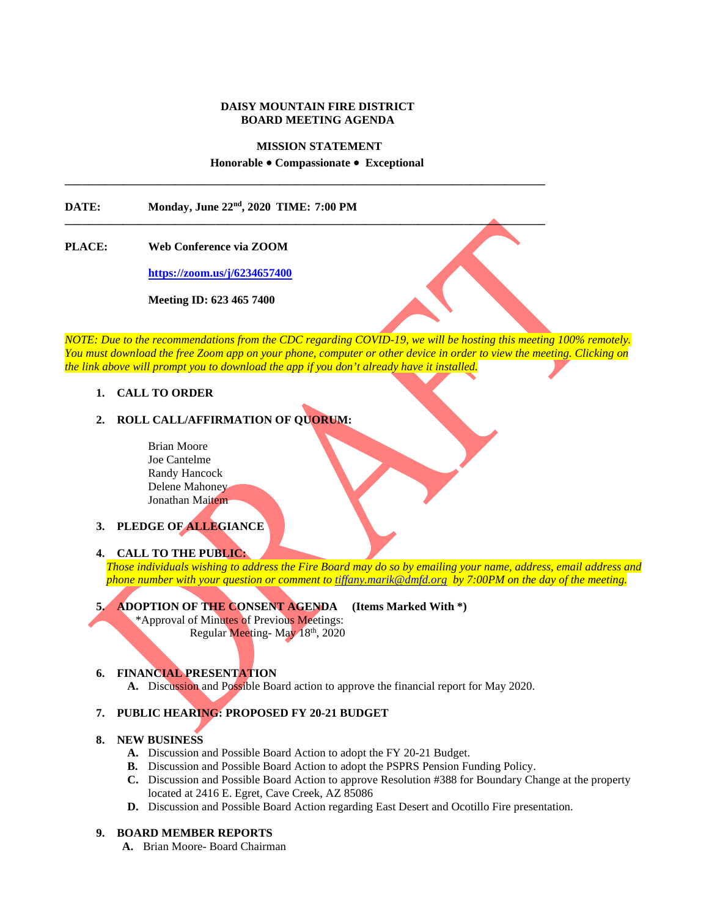**DAISY MOUNTAIN FIRE DISTRICT**
**BOARD MEETING AGENDA**

**MISSION STATEMENT**

**Honorable • Compassionate • Exceptional**

---

**DATE:** **Monday, June 22nd, 2020 TIME: 7:00 PM**

---

**PLACE:** **Web Conference via ZOOM**

**https://zoom.us/j/6234657400**

**Meeting ID: 623 465 7400**

*NOTE: Due to the recommendations from the CDC regarding COVID-19, we will be hosting this meeting 100% remotely. You must download the free Zoom app on your phone, computer or other device in order to view the meeting. Clicking on the link above will prompt you to download the app if you don't already have it installed.*

1. **CALL TO ORDER**

2. **ROLL CALL/AFFIRMATION OF QUORUM:**

   Brian Moore
   Joe Cantelme
   Randy Hancock
   Delene Mahoney
   Jonathan Maitem

3. **PLEDGE OF ALLEGIANCE**

4. **CALL TO THE PUBLIC:**
   *Those individuals wishing to address the Fire Board may do so by emailing your name, address, email address and phone number with your question or comment to tiffany.marik@dmfd.org by 7:00PM on the day of the meeting.*

5. **ADOPTION OF THE CONSENT AGENDA (Items Marked With *)**
   *Approval of Minutes of Previous Meetings:
   Regular Meeting- May 18th, 2020

6. **FINANCIAL PRESENTATION**
   **A.** Discussion and Possible Board action to approve the financial report for May 2020.

7. **PUBLIC HEARING: PROPOSED FY 20-21 BUDGET**

8. **NEW BUSINESS**
   **A.** Discussion and Possible Board Action to adopt the FY 20-21 Budget.
   **B.** Discussion and Possible Board Action to adopt the PSPRS Pension Funding Policy.
   **C.** Discussion and Possible Board Action to approve Resolution #388 for Boundary Change at the property located at 2416 E. Egret, Cave Creek, AZ 85086
   **D.** Discussion and Possible Board Action regarding East Desert and Ocotillo Fire presentation.

9. **BOARD MEMBER REPORTS**
   **A.** Brian Moore- Board Chairman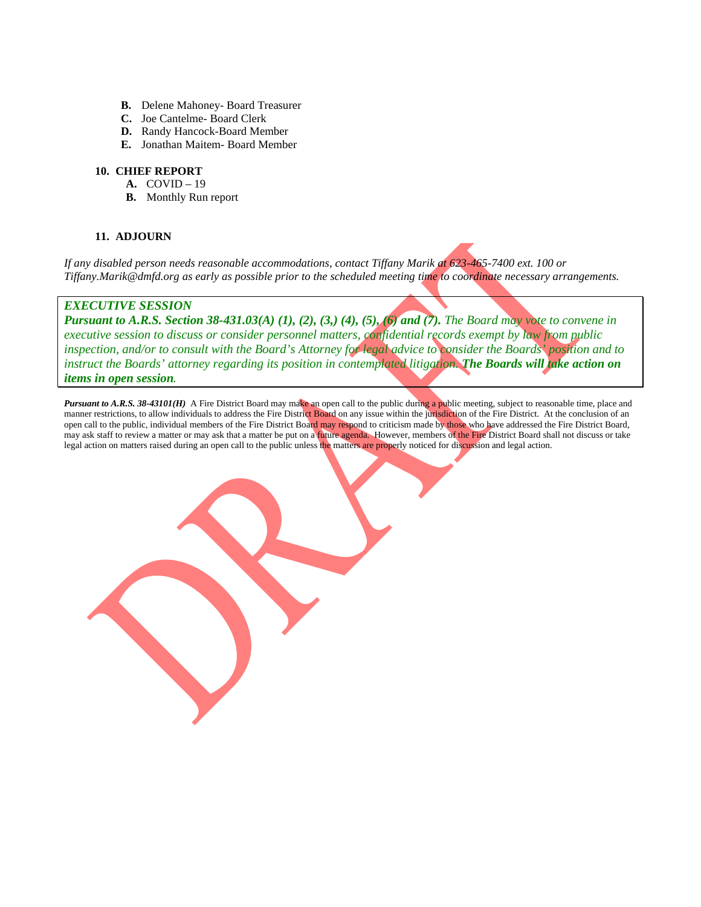- **B.** Delene Mahoney- Board Treasurer
- **C.** Joe Cantelme- Board Clerk
- **D.** Randy Hancock-Board Member
- **E.** Jonathan Maitem- Board Member

**10. CHIEF REPORT**

- **A.** COVID – 19
- **B.** Monthly Run report

**11. ADJOURN**

*If any disabled person needs reasonable accommodations, contact Tiffany Marik at 623-465-7400 ext. 100 or Tiffany.Marik@dmfd.org as early as possible prior to the scheduled meeting time to coordinate necessary arrangements.*

***EXECUTIVE SESSION***

***Pursuant to A.R.S. Section 38-431.03(A) (1), (2), (3,) (4), (5), (6) and (7).*** *The Board may vote to convene in executive session to discuss or consider personnel matters, confidential records exempt by law from public inspection, and/or to consult with the Board's Attorney for legal advice to consider the Boards' position and to instruct the Boards' attorney regarding its position in contemplated litigation.* ***The Boards will take action on items in open session.***

***Pursuant to A.R.S. 38-43101(H)*** A Fire District Board may make an open call to the public during a public meeting, subject to reasonable time, place and manner restrictions, to allow individuals to address the Fire District Board on any issue within the jurisdiction of the Fire District. At the conclusion of an open call to the public, individual members of the Fire District Board may respond to criticism made by those who have addressed the Fire District Board, may ask staff to review a matter or may ask that a matter be put on a future agenda. However, members of the Fire District Board shall not discuss or take legal action on matters raised during an open call to the public unless the matters are properly noticed for discussion and legal action.

DRAFT